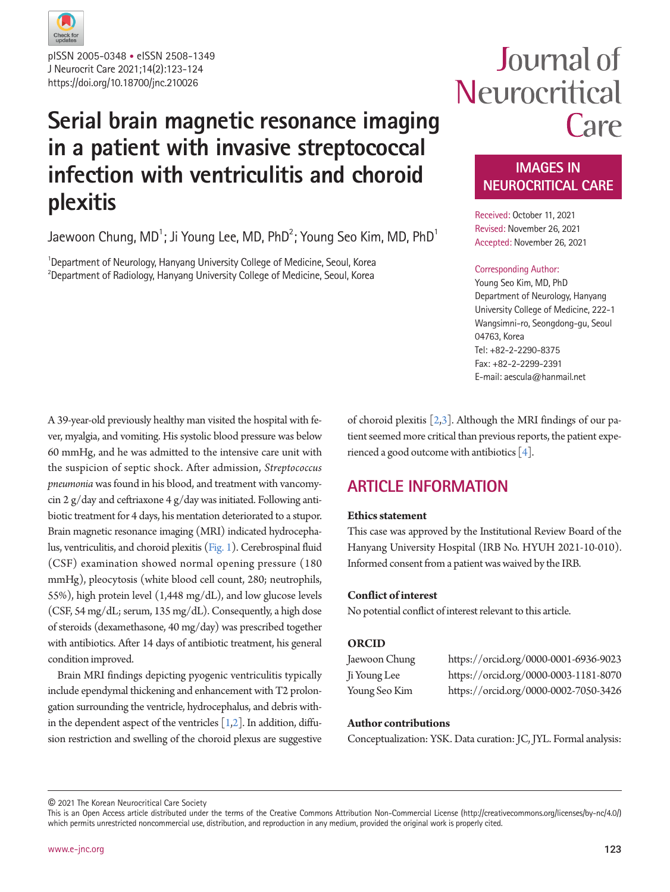pISSN 2005-0348 • eISSN 2508-1349
J Neurocrit Care 2021;14(2):123-124
https://doi.org/10.18700/jnc.210026

Journal of Neurocritical Care

IMAGES IN NEUROCRITICAL CARE

# Serial brain magnetic resonance imaging in a patient with invasive streptococcal infection with ventriculitis and choroid plexitis

Jaewoon Chung, MD[1]; Ji Young Lee, MD, PhD[2]; Young Seo Kim, MD, PhD[1]

[1]Department of Neurology, Hanyang University College of Medicine, Seoul, Korea
[2]Department of Radiology, Hanyang University College of Medicine, Seoul, Korea

Received: October 11, 2021
Revised: November 26, 2021
Accepted: November 26, 2021

Corresponding Author:
Young Seo Kim, MD, PhD
Department of Neurology, Hanyang University College of Medicine, 222-1 Wangsimni-ro, Seongdong-gu, Seoul 04763, Korea
Tel: +82-2-2290-8375
Fax: +82-2-2299-2391
E-mail: aescula@hanmail.net

A 39-year-old previously healthy man visited the hospital with fever, myalgia, and vomiting. His systolic blood pressure was below 60 mmHg, and he was admitted to the intensive care unit with the suspicion of septic shock. After admission, *Streptococcus pneumonia* was found in his blood, and treatment with vancomycin 2 g/day and ceftriaxone 4 g/day was initiated. Following antibiotic treatment for 4 days, his mentation deteriorated to a stupor. Brain magnetic resonance imaging (MRI) indicated hydrocephalus, ventriculitis, and choroid plexitis (Fig. 1). Cerebrospinal fluid (CSF) examination showed normal opening pressure (180 mmHg), pleocytosis (white blood cell count, 280; neutrophils, 55%), high protein level (1,448 mg/dL), and low glucose levels (CSF, 54 mg/dL; serum, 135 mg/dL). Consequently, a high dose of steroids (dexamethasone, 40 mg/day) was prescribed together with antibiotics. After 14 days of antibiotic treatment, his general condition improved.

Brain MRI findings depicting pyogenic ventriculitis typically include ependymal thickening and enhancement with T2 prolongation surrounding the ventricle, hydrocephalus, and debris within the dependent aspect of the ventricles [1,2]. In addition, diffusion restriction and swelling of the choroid plexus are suggestive of choroid plexitis [2,3]. Although the MRI findings of our patient seemed more critical than previous reports, the patient experienced a good outcome with antibiotics [4].

## ARTICLE INFORMATION

### Ethics statement

This case was approved by the Institutional Review Board of the Hanyang University Hospital (IRB No. HYUH 2021-10-010). Informed consent from a patient was waived by the IRB.

### Conflict of interest

No potential conflict of interest relevant to this article.

### ORCID

| | |
|---|---|
| Jaewoon Chung | https://orcid.org/0000-0001-6936-9023 |
| Ji Young Lee | https://orcid.org/0000-0003-1181-8070 |
| Young Seo Kim | https://orcid.org/0000-0002-7050-3426 |

### Author contributions

Conceptualization: YSK. Data curation: JC, JYL. Formal analysis:

© 2021 The Korean Neurocritical Care Society
This is an Open Access article distributed under the terms of the Creative Commons Attribution Non-Commercial License (http://creativecommons.org/licenses/by-nc/4.0/) which permits unrestricted noncommercial use, distribution, and reproduction in any medium, provided the original work is properly cited.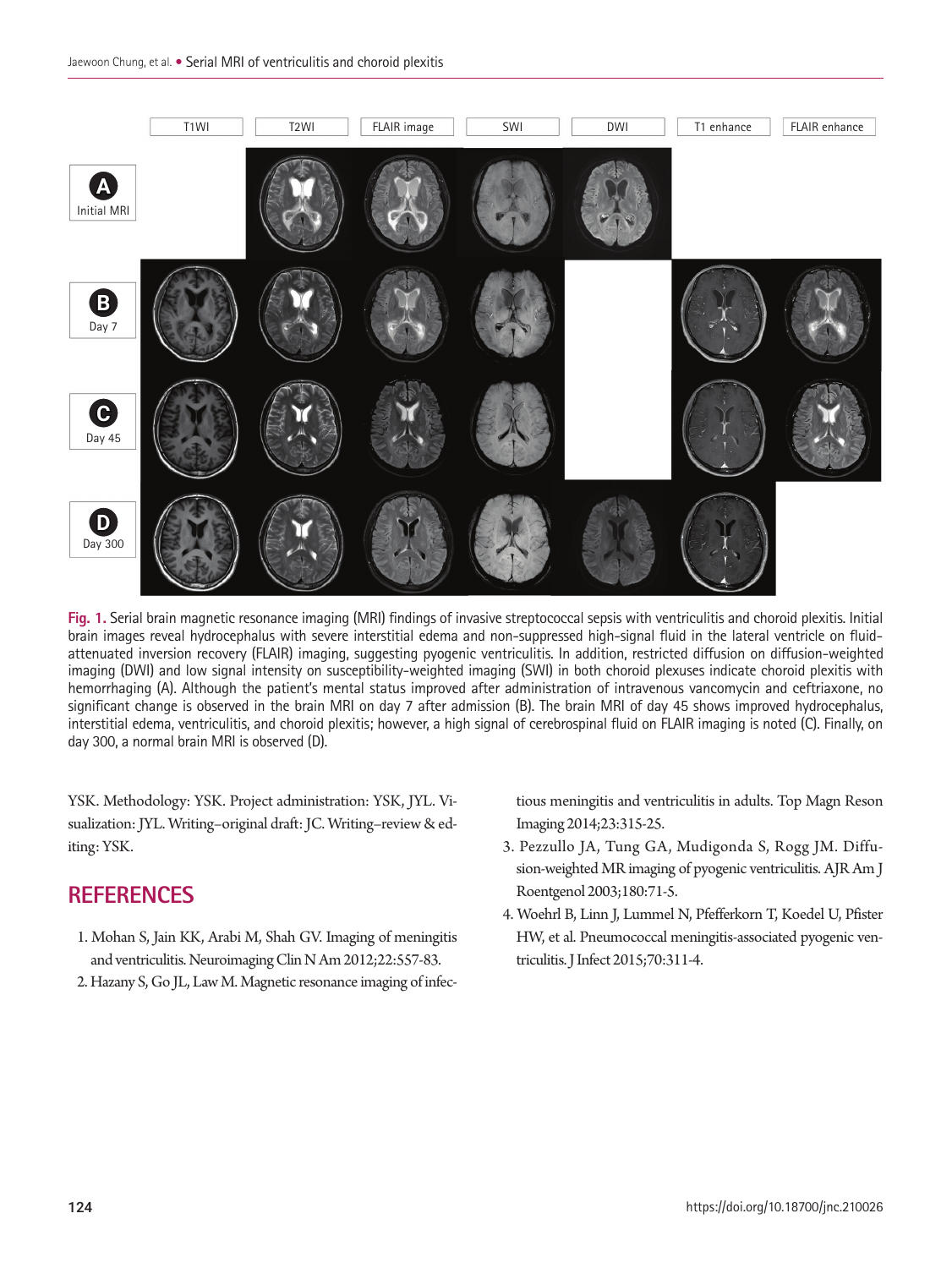T1WI | T2WI | FLAIR image | SWI | DWI | T1 enhance | FLAIR enhance

A Initial MRI

B Day 7

C Day 45

D Day 300

**Fig. 1.** Serial brain magnetic resonance imaging (MRI) findings of invasive streptococcal sepsis with ventriculitis and choroid plexitis. Initial brain images reveal hydrocephalus with severe interstitial edema and non-suppressed high-signal fluid in the lateral ventricle on fluid-attenuated inversion recovery (FLAIR) imaging, suggesting pyogenic ventriculitis. In addition, restricted diffusion on diffusion-weighted imaging (DWI) and low signal intensity on susceptibility-weighted imaging (SWI) in both choroid plexuses indicate choroid plexitis with hemorrhaging (A). Although the patient's mental status improved after administration of intravenous vancomycin and ceftriaxone, no significant change is observed in the brain MRI on day 7 after admission (B). The brain MRI of day 45 shows improved hydrocephalus, interstitial edema, ventriculitis, and choroid plexitis; however, a high signal of cerebrospinal fluid on FLAIR imaging is noted (C). Finally, on day 300, a normal brain MRI is observed (D).

YSK. Methodology: YSK. Project administration: YSK, JYL. Visualization: JYL. Writing–original draft: JC. Writing–review & editing: YSK.

## REFERENCES

1. Mohan S, Jain KK, Arabi M, Shah GV. Imaging of meningitis and ventriculitis. Neuroimaging Clin N Am 2012;22:557-83.
2. Hazany S, Go JL, Law M. Magnetic resonance imaging of infectious meningitis and ventriculitis in adults. Top Magn Reson Imaging 2014;23:315-25.
3. Pezzullo JA, Tung GA, Mudigonda S, Rogg JM. Diffusion-weighted MR imaging of pyogenic ventriculitis. AJR Am J Roentgenol 2003;180:71-5.
4. Woehrl B, Linn J, Lummel N, Pfefferkorn T, Koedel U, Pfister HW, et al. Pneumococcal meningitis-associated pyogenic ventriculitis. J Infect 2015;70:311-4.